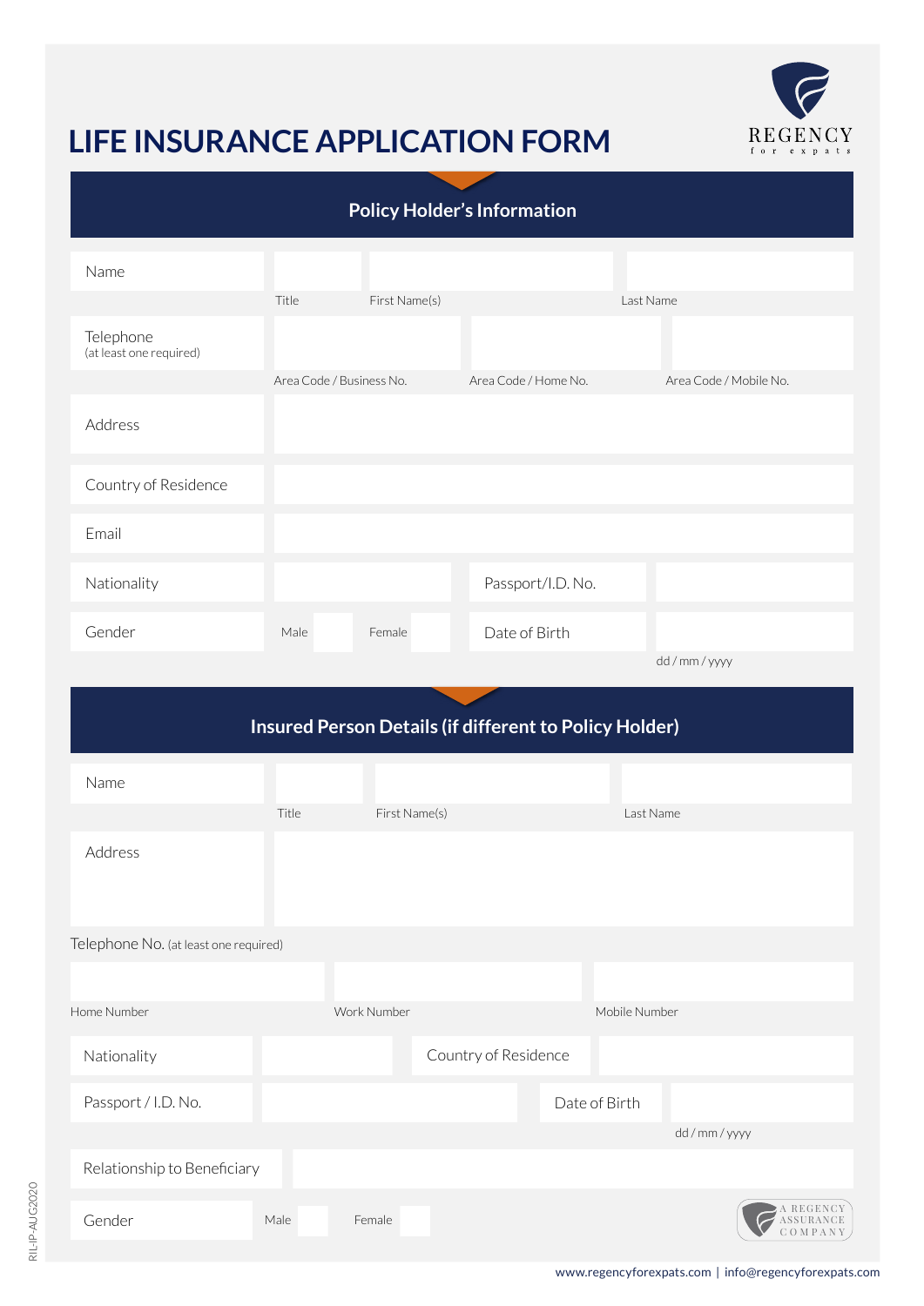# LIFE INSURANCE APPLICATION FORM

REGENCY for expats

## Policy Holder's Information

| | | | |
|---|---|---|---|
| Name | Title | First Name(s) | Last Name |
| Telephone (at least one required) | Area Code / Business No. | Area Code / Home No. | Area Code / Mobile No. |
| Address | | | |
| Country of Residence | | | |
| Email | | | |
| Nationality | | Passport/I.D. No. | |
| Gender | Male / Female | Date of Birth | dd / mm / yyyy |

## Insured Person Details (if different to Policy Holder)

| | | | |
|---|---|---|---|
| Name | Title | First Name(s) | Last Name |
| Address | | | |

Telephone No. (at least one required)

| Home Number | Work Number | Mobile Number |
|---|---|---|
| | | |

| | | | |
|---|---|---|---|
| Nationality | | Country of Residence | |
| Passport / I.D. No. | | Date of Birth | dd / mm / yyyy |
| Relationship to Beneficiary | | | |
| Gender | Male / Female | | |

A REGENCY ASSURANCE COMPANY

RIL-IP-AUG2020

www.regencyforexpats.com | info@regencyforexpats.com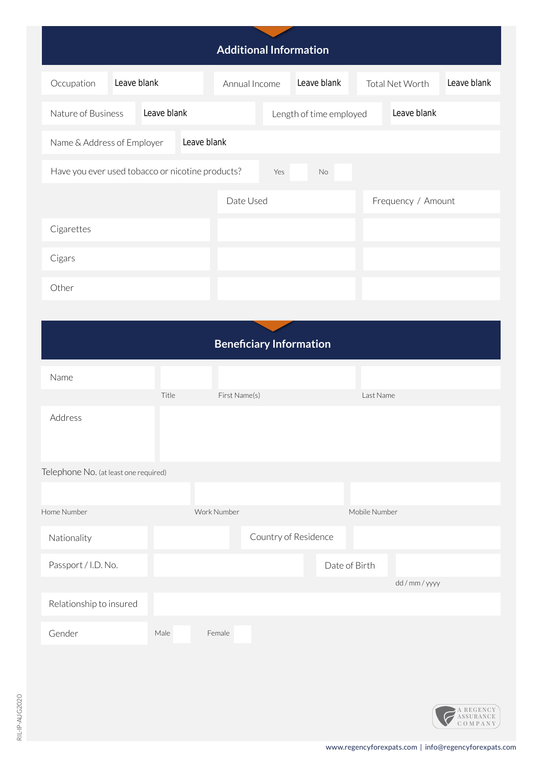## Additional Information

| Occupation | Leave blank | Annual Income | Leave blank | Total Net Worth | Leave blank |
|---|---|---|---|---|---|

| Nature of Business | Leave blank | Length of time employed | Leave blank |
|---|---|---|---|

| Name & Address of Employer | Leave blank |
|---|---|

Have you ever used tobacco or nicotine products? Yes ☐ No ☐

| | Date Used | Frequency / Amount |
|---|---|---|
| Cigarettes | | |
| Cigars | | |
| Other | | |

## Beneficiary Information

| Name | Title | First Name(s) | Last Name |
|---|---|---|---|
| | | | |

| Address | |
|---|---|

Telephone No. (at least one required)

| Home Number | Work Number | Mobile Number |
|---|---|---|
| | | |

| Nationality | | Country of Residence | |
|---|---|---|---|

| Passport / I.D. No. | | Date of Birth | dd / mm / yyyy |
|---|---|---|---|

| Relationship to insured | |
|---|---|

Gender Male ☐ Female ☐

RIL-IP-AUG2020

A REGENCY ASSURANCE COMPANY

www.regencyforexpats.com | info@regencyforexpats.com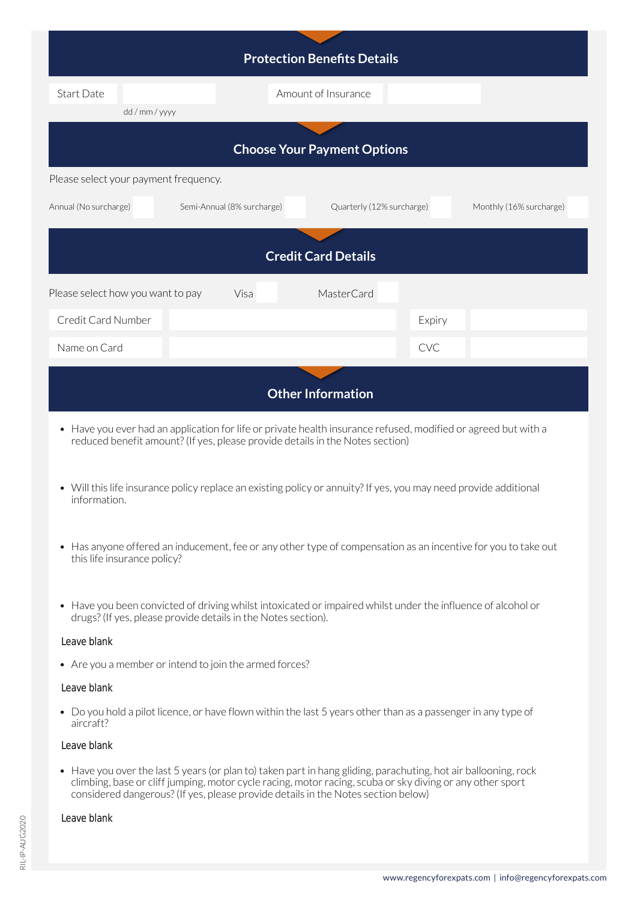## Protection Benefits Details

| Start Date | | Amount of Insurance | |
|---|---|---|---|
| | dd / mm / yyyy | | |

## Choose Your Payment Options

Please select your payment frequency.

| Annual (No surcharge) | | Semi-Annual (8% surcharge) | | Quarterly (12% surcharge) | | Monthly (16% surcharge) | |
|---|---|---|---|---|---|---|---|

## Credit Card Details

Please select how you want to pay Visa MasterCard

| Credit Card Number | | Expiry | |
|---|---|---|---|
| Name on Card | | CVC | |

## Other Information

- Have you ever had an application for life or private health insurance refused, modified or agreed but with a reduced benefit amount? (If yes, please provide details in the Notes section)

- Will this life insurance policy replace an existing policy or annuity? If yes, you may need provide additional information.

- Has anyone offered an inducement, fee or any other type of compensation as an incentive for you to take out this life insurance policy?

- Have you been convicted of driving whilst intoxicated or impaired whilst under the influence of alcohol or drugs? (If yes, please provide details in the Notes section).

Leave blank

- Are you a member or intend to join the armed forces?

Leave blank

- Do you hold a pilot licence, or have flown within the last 5 years other than as a passenger in any type of aircraft?

Leave blank

- Have you over the last 5 years (or plan to) taken part in hang gliding, parachuting, hot air ballooning, rock climbing, base or cliff jumping, motor cycle racing, motor racing, scuba or sky diving or any other sport considered dangerous? (If yes, please provide details in the Notes section below)

Leave blank

RIL-IP-AUG2020

www.regencyforexpats.com | info@regencyforexpats.com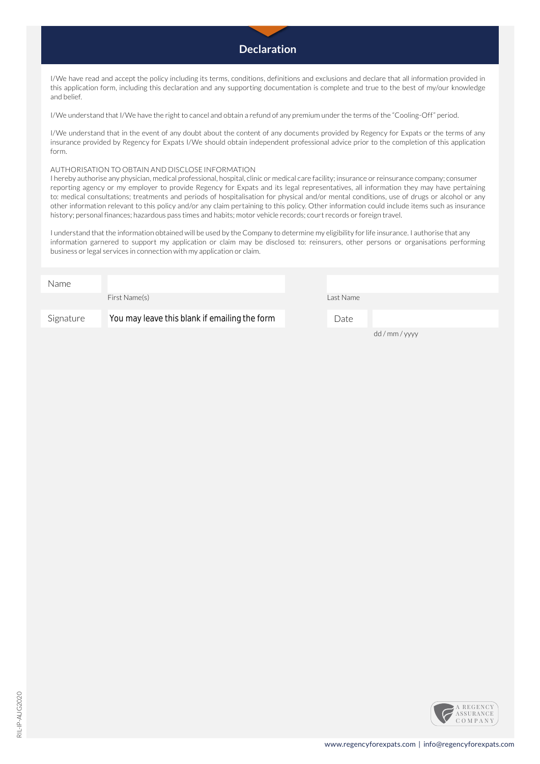## Declaration

I/We have read and accept the policy including its terms, conditions, definitions and exclusions and declare that all information provided in this application form, including this declaration and any supporting documentation is complete and true to the best of my/our knowledge and belief.

I/We understand that I/We have the right to cancel and obtain a refund of any premium under the terms of the "Cooling-Off" period.

I/We understand that in the event of any doubt about the content of any documents provided by Regency for Expats or the terms of any insurance provided by Regency for Expats I/We should obtain independent professional advice prior to the completion of this application form.

AUTHORISATION TO OBTAIN AND DISCLOSE INFORMATION
I hereby authorise any physician, medical professional, hospital, clinic or medical care facility; insurance or reinsurance company; consumer reporting agency or my employer to provide Regency for Expats and its legal representatives, all information they may have pertaining to: medical consultations; treatments and periods of hospitalisation for physical and/or mental conditions, use of drugs or alcohol or any other information relevant to this policy and/or any claim pertaining to this policy. Other information could include items such as insurance history; personal finances; hazardous pass times and habits; motor vehicle records; court records or foreign travel.

I understand that the information obtained will be used by the Company to determine my eligibility for life insurance. I authorise that any information garnered to support my application or claim may be disclosed to: reinsurers, other persons or organisations performing business or legal services in connection with my application or claim.

| | | | |
|---|---|---|---|
| Name | First Name(s) | Last Name | |
| Signature | You may leave this blank if emailing the form | Date | dd / mm / yyyy |

RIL-IP-AUG2020

A REGENCY ASSURANCE COMPANY

www.regencyforexpats.com | info@regencyforexpats.com